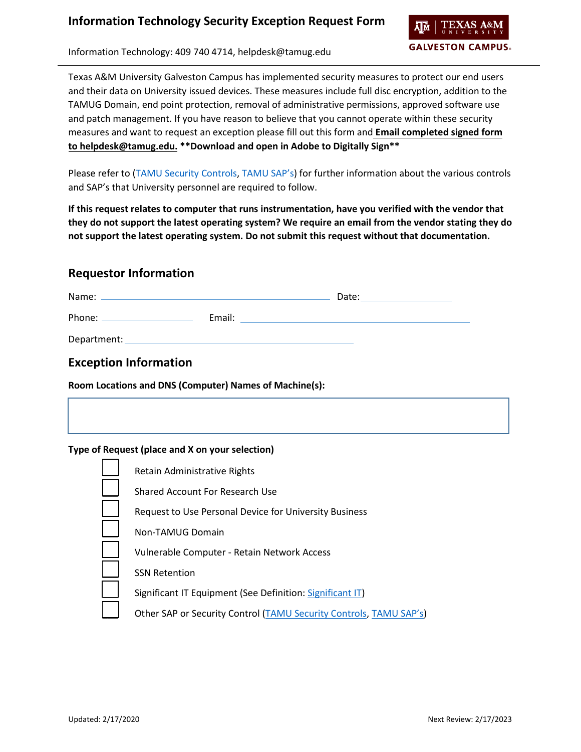# Information Technology Security Exception Request Form

Information Technology: 409 740 4714, helpdesk@tamug.edu

Texas A&M University Galveston Campus has implemented security measures to protect our end users and their data on University issued devices. These measures include full disc encryption, addition to the TAMUG Domain, end point protection, removal of administrative permissions, approved software use and patch management. If you have reason to believe that you cannot operate within these security measures and want to request an exception please fill out this form and **Email completed signed form to helpdesk@tamug.edu.** **\*\*Download and open in Adobe to Digitally Sign\*\***

Please refer to (TAMU Security Controls, TAMU SAP's) for further information about the various controls and SAP's that University personnel are required to follow.

**If this request relates to computer that runs instrumentation, have you verified with the vendor that they do not support the latest operating system? We require an email from the vendor stating they do not support the latest operating system. Do not submit this request without that documentation.**

## Requestor Information

Name: ______________________ Date: ____________

Phone: ____________ Email: ______________________

Department: ______________________

## Exception Information

**Room Locations and DNS (Computer) Names of Machine(s):**

**Type of Request (place and X on your selection)**

- ☐ Retain Administrative Rights
- ☐ Shared Account For Research Use
- ☐ Request to Use Personal Device for University Business
- ☐ Non-TAMUG Domain
- ☐ Vulnerable Computer - Retain Network Access
- ☐ SSN Retention
- ☐ Significant IT Equipment (See Definition: Significant IT)
- ☐ Other SAP or Security Control (TAMU Security Controls, TAMU SAP's)

Updated: 2/17/2020 Next Review: 2/17/2023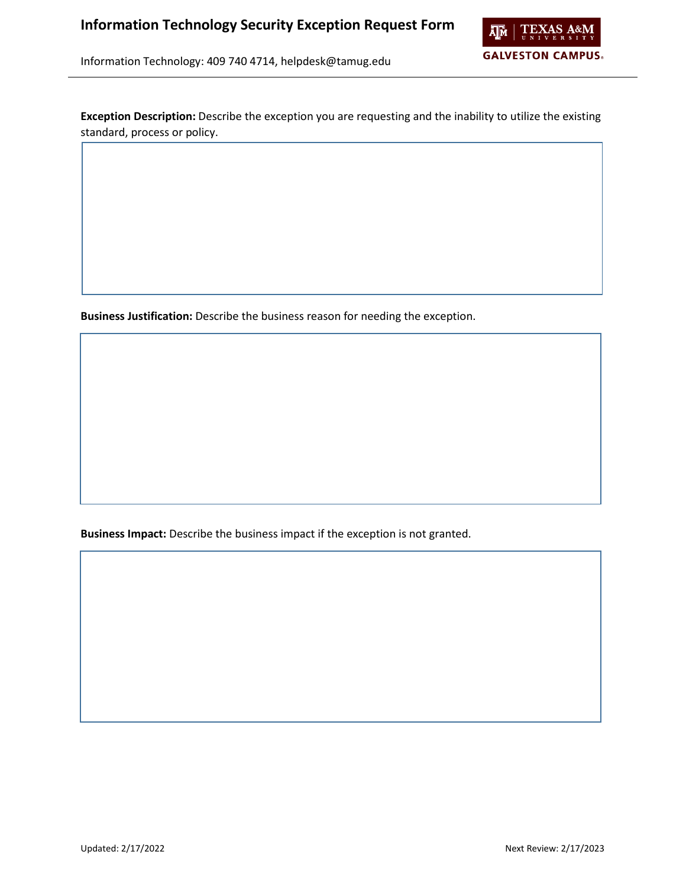**Exception Description:** Describe the exception you are requesting and the inability to utilize the existing standard, process or policy.

**Business Justification:** Describe the business reason for needing the exception.

**Business Impact:** Describe the business impact if the exception is not granted.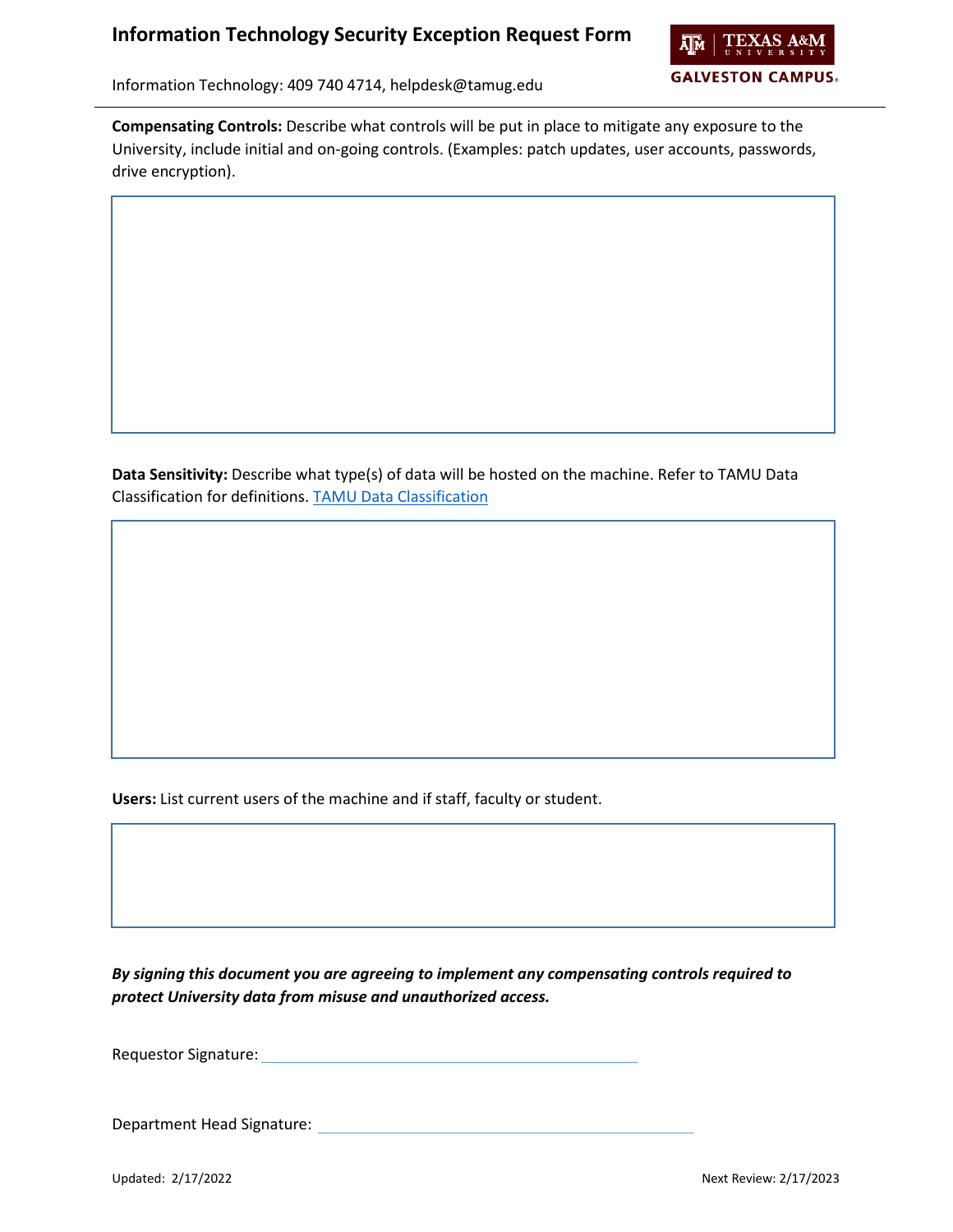# Information Technology Security Exception Request Form

Information Technology: 409 740 4714, helpdesk@tamug.edu

**Compensating Controls:** Describe what controls will be put in place to mitigate any exposure to the University, include initial and on-going controls. (Examples: patch updates, user accounts, passwords, drive encryption).

**Data Sensitivity:** Describe what type(s) of data will be hosted on the machine. Refer to TAMU Data Classification for definitions. [TAMU Data Classification]

**Users:** List current users of the machine and if staff, faculty or student.

***By signing this document you are agreeing to implement any compensating controls required to protect University data from misuse and unauthorized access.***

Requestor Signature: ______________________________

Department Head Signature: ______________________________

Updated: 2/17/2022

Next Review: 2/17/2023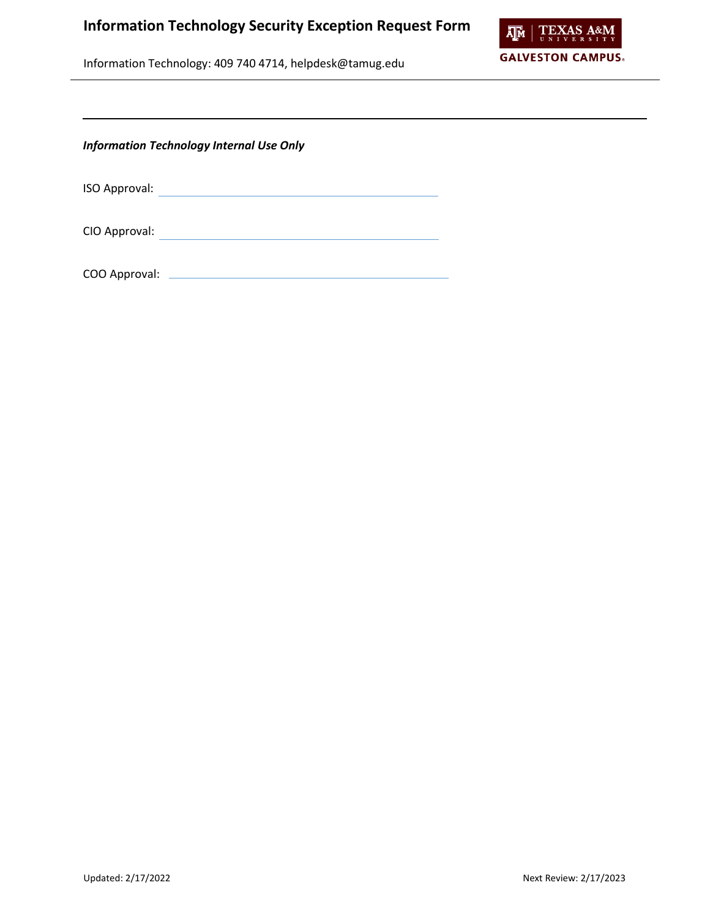*Information Technology Internal Use Only*

ISO Approval: ______________________________

CIO Approval: ______________________________

COO Approval: ______________________________